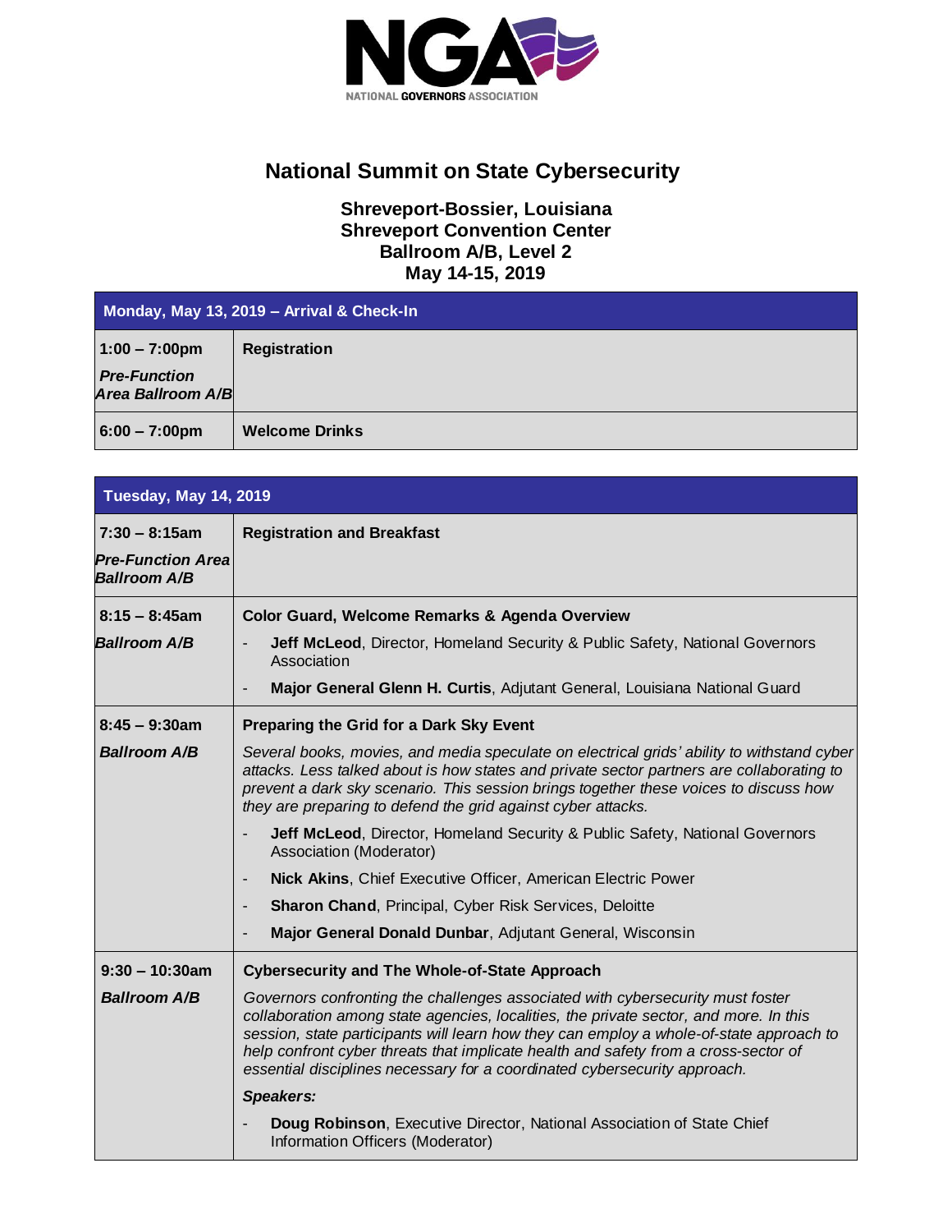NATIONAL GOVERNORS ASSOCIATION

# National Summit on State Cybersecurity

### Shreveport-Bossier, Louisiana
### Shreveport Convention Center
### Ballroom A/B, Level 2
### May 14-15, 2019

| Monday, May 13, 2019 – Arrival & Check-In | |
|---|---|
| **1:00 – 7:00pm**<br>***Pre-Function Area Ballroom A/B*** | **Registration** |
| **6:00 – 7:00pm** | **Welcome Drinks** |

| Tuesday, May 14, 2019 | |
|---|---|
| **7:30 – 8:15am**<br>***Pre-Function Area Ballroom A/B*** | **Registration and Breakfast** |
| **8:15 – 8:45am**<br>***Ballroom A/B*** | **Color Guard, Welcome Remarks & Agenda Overview**<br>- **Jeff McLeod**, Director, Homeland Security & Public Safety, National Governors Association<br>- **Major General Glenn H. Curtis**, Adjutant General, Louisiana National Guard |
| **8:45 – 9:30am**<br>***Ballroom A/B*** | **Preparing the Grid for a Dark Sky Event**<br>*Several books, movies, and media speculate on electrical grids' ability to withstand cyber attacks. Less talked about is how states and private sector partners are collaborating to prevent a dark sky scenario. This session brings together these voices to discuss how they are preparing to defend the grid against cyber attacks.*<br>- **Jeff McLeod**, Director, Homeland Security & Public Safety, National Governors Association (Moderator)<br>- **Nick Akins**, Chief Executive Officer, American Electric Power<br>- **Sharon Chand**, Principal, Cyber Risk Services, Deloitte<br>- **Major General Donald Dunbar**, Adjutant General, Wisconsin |
| **9:30 – 10:30am**<br>***Ballroom A/B*** | **Cybersecurity and The Whole-of-State Approach**<br>*Governors confronting the challenges associated with cybersecurity must foster collaboration among state agencies, localities, the private sector, and more. In this session, state participants will learn how they can employ a whole-of-state approach to help confront cyber threats that implicate health and safety from a cross-sector of essential disciplines necessary for a coordinated cybersecurity approach.*<br>***Speakers:***<br>- **Doug Robinson**, Executive Director, National Association of State Chief Information Officers (Moderator) |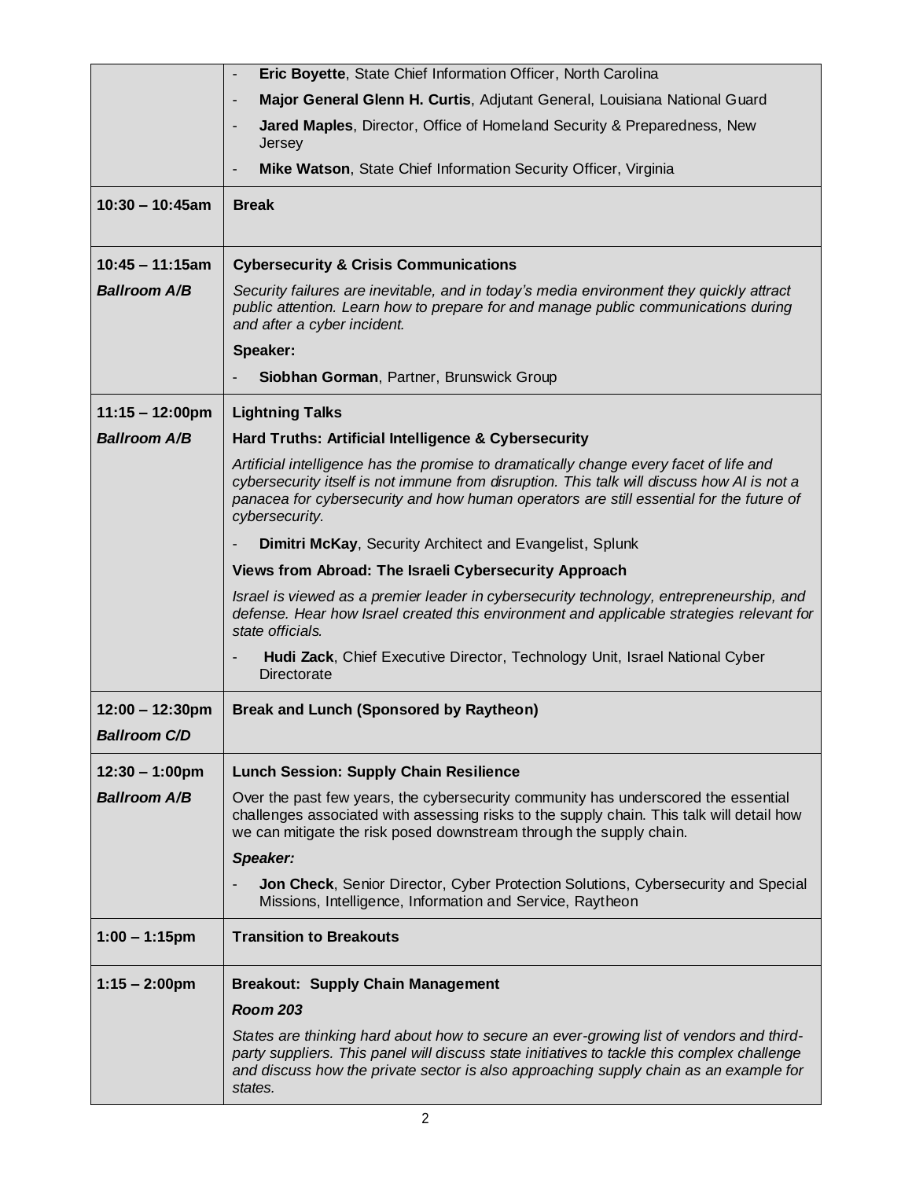| | |
|---|---|
| | - **Eric Boyette**, State Chief Information Officer, North Carolina<br>- **Major General Glenn H. Curtis**, Adjutant General, Louisiana National Guard<br>- **Jared Maples**, Director, Office of Homeland Security & Preparedness, New Jersey<br>- **Mike Watson**, State Chief Information Security Officer, Virginia |
| **10:30 – 10:45am** | **Break** |
| **10:45 – 11:15am**<br>***Ballroom A/B*** | **Cybersecurity & Crisis Communications**<br>*Security failures are inevitable, and in today's media environment they quickly attract public attention. Learn how to prepare for and manage public communications during and after a cyber incident.*<br>**Speaker:**<br>- **Siobhan Gorman**, Partner, Brunswick Group |
| **11:15 – 12:00pm**<br>***Ballroom A/B*** | **Lightning Talks**<br>**Hard Truths: Artificial Intelligence & Cybersecurity**<br>*Artificial intelligence has the promise to dramatically change every facet of life and cybersecurity itself is not immune from disruption. This talk will discuss how AI is not a panacea for cybersecurity and how human operators are still essential for the future of cybersecurity.*<br>- **Dimitri McKay**, Security Architect and Evangelist, Splunk<br>**Views from Abroad: The Israeli Cybersecurity Approach**<br>*Israel is viewed as a premier leader in cybersecurity technology, entrepreneurship, and defense. Hear how Israel created this environment and applicable strategies relevant for state officials.*<br>- **Hudi Zack**, Chief Executive Director, Technology Unit, Israel National Cyber Directorate |
| **12:00 – 12:30pm**<br>***Ballroom C/D*** | **Break and Lunch (Sponsored by Raytheon)** |
| **12:30 – 1:00pm**<br>***Ballroom A/B*** | **Lunch Session: Supply Chain Resilience**<br>Over the past few years, the cybersecurity community has underscored the essential challenges associated with assessing risks to the supply chain. This talk will detail how we can mitigate the risk posed downstream through the supply chain.<br>***Speaker:***<br>- **Jon Check**, Senior Director, Cyber Protection Solutions, Cybersecurity and Special Missions, Intelligence, Information and Service, Raytheon |
| **1:00 – 1:15pm** | **Transition to Breakouts** |
| **1:15 – 2:00pm** | **Breakout: Supply Chain Management**<br>***Room 203***<br>*States are thinking hard about how to secure an ever-growing list of vendors and third-party suppliers. This panel will discuss state initiatives to tackle this complex challenge and discuss how the private sector is also approaching supply chain as an example for states.* |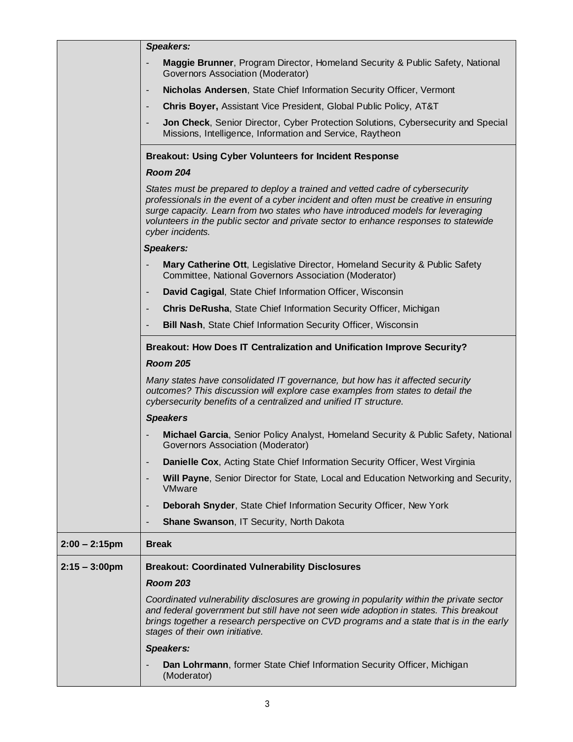| | |
|---|---|
| | ***Speakers:*** <br> - **Maggie Brunner**, Program Director, Homeland Security & Public Safety, National Governors Association (Moderator) <br> - **Nicholas Andersen**, State Chief Information Security Officer, Vermont <br> - **Chris Boyer,** Assistant Vice President, Global Public Policy, AT&T <br> - **Jon Check**, Senior Director, Cyber Protection Solutions, Cybersecurity and Special Missions, Intelligence, Information and Service, Raytheon |
| | **Breakout: Using Cyber Volunteers for Incident Response** <br> ***Room 204*** <br> *States must be prepared to deploy a trained and vetted cadre of cybersecurity professionals in the event of a cyber incident and often must be creative in ensuring surge capacity. Learn from two states who have introduced models for leveraging volunteers in the public sector and private sector to enhance responses to statewide cyber incidents.* <br> ***Speakers:*** <br> - **Mary Catherine Ott**, Legislative Director, Homeland Security & Public Safety Committee, National Governors Association (Moderator) <br> - **David Cagigal**, State Chief Information Officer, Wisconsin <br> - **Chris DeRusha**, State Chief Information Security Officer, Michigan <br> - **Bill Nash**, State Chief Information Security Officer, Wisconsin |
| | **Breakout: How Does IT Centralization and Unification Improve Security?** <br> ***Room 205*** <br> *Many states have consolidated IT governance, but how has it affected security outcomes? This discussion will explore case examples from states to detail the cybersecurity benefits of a centralized and unified IT structure.* <br> ***Speakers*** <br> - **Michael Garcia**, Senior Policy Analyst, Homeland Security & Public Safety, National Governors Association (Moderator) <br> - **Danielle Cox**, Acting State Chief Information Security Officer, West Virginia <br> - **Will Payne**, Senior Director for State, Local and Education Networking and Security, VMware <br> - **Deborah Snyder**, State Chief Information Security Officer, New York <br> - **Shane Swanson**, IT Security, North Dakota |
| **2:00 – 2:15pm** | **Break** |
| **2:15 – 3:00pm** | **Breakout: Coordinated Vulnerability Disclosures** <br> ***Room 203*** <br> *Coordinated vulnerability disclosures are growing in popularity within the private sector and federal government but still have not seen wide adoption in states. This breakout brings together a research perspective on CVD programs and a state that is in the early stages of their own initiative.* <br> ***Speakers:*** <br> - **Dan Lohrmann**, former State Chief Information Security Officer, Michigan (Moderator) |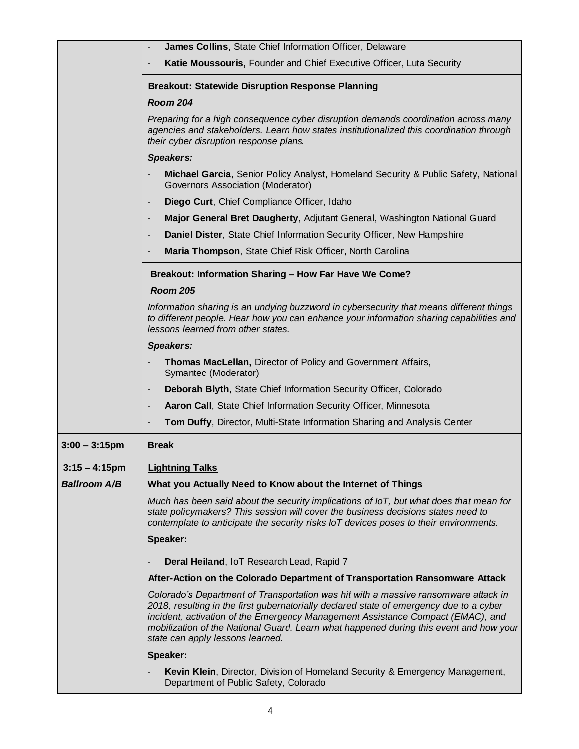| | |
|---|---|
| | - **James Collins**, State Chief Information Officer, Delaware<br>- **Katie Moussouris,** Founder and Chief Executive Officer, Luta Security |
| | **Breakout: Statewide Disruption Response Planning**<br>***Room 204***<br>*Preparing for a high consequence cyber disruption demands coordination across many agencies and stakeholders. Learn how states institutionalized this coordination through their cyber disruption response plans.*<br>***Speakers:***<br>- **Michael Garcia**, Senior Policy Analyst, Homeland Security & Public Safety, National Governors Association (Moderator)<br>- **Diego Curt**, Chief Compliance Officer, Idaho<br>- **Major General Bret Daugherty**, Adjutant General, Washington National Guard<br>- **Daniel Dister**, State Chief Information Security Officer, New Hampshire<br>- **Maria Thompson**, State Chief Risk Officer, North Carolina |
| | **Breakout: Information Sharing – How Far Have We Come?**<br>***Room 205***<br>*Information sharing is an undying buzzword in cybersecurity that means different things to different people. Hear how you can enhance your information sharing capabilities and lessons learned from other states.*<br>***Speakers:***<br>- **Thomas MacLellan,** Director of Policy and Government Affairs, Symantec (Moderator)<br>- **Deborah Blyth**, State Chief Information Security Officer, Colorado<br>- **Aaron Call**, State Chief Information Security Officer, Minnesota<br>- **Tom Duffy**, Director, Multi-State Information Sharing and Analysis Center |
| **3:00 – 3:15pm** | **Break** |
| **3:15 – 4:15pm**<br>***Ballroom A/B*** | **Lightning Talks**<br>**What you Actually Need to Know about the Internet of Things**<br>*Much has been said about the security implications of IoT, but what does that mean for state policymakers? This session will cover the business decisions states need to contemplate to anticipate the security risks IoT devices poses to their environments.*<br>**Speaker:**<br>- **Deral Heiland**, IoT Research Lead, Rapid 7<br>**After-Action on the Colorado Department of Transportation Ransomware Attack**<br>*Colorado's Department of Transportation was hit with a massive ransomware attack in 2018, resulting in the first gubernatorially declared state of emergency due to a cyber incident, activation of the Emergency Management Assistance Compact (EMAC), and mobilization of the National Guard. Learn what happened during this event and how your state can apply lessons learned.*<br>**Speaker:**<br>- **Kevin Klein**, Director, Division of Homeland Security & Emergency Management, Department of Public Safety, Colorado |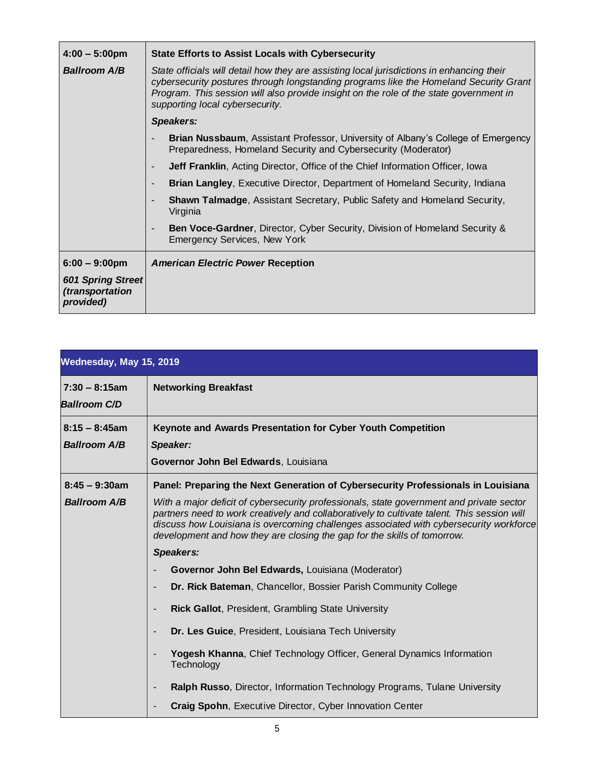| | |
|---|---|
| **4:00 – 5:00pm** <br> ***Ballroom A/B*** | **State Efforts to Assist Locals with Cybersecurity** <br> *State officials will detail how they are assisting local jurisdictions in enhancing their cybersecurity postures through longstanding programs like the Homeland Security Grant Program. This session will also provide insight on the role of the state government in supporting local cybersecurity.* <br> ***Speakers:*** <br> - **Brian Nussbaum**, Assistant Professor, University of Albany's College of Emergency Preparedness, Homeland Security and Cybersecurity (Moderator) <br> - **Jeff Franklin**, Acting Director, Office of the Chief Information Officer, Iowa <br> - **Brian Langley**, Executive Director, Department of Homeland Security, Indiana <br> - **Shawn Talmadge**, Assistant Secretary, Public Safety and Homeland Security, Virginia <br> - **Ben Voce-Gardner**, Director, Cyber Security, Division of Homeland Security & Emergency Services, New York |
| **6:00 – 9:00pm** <br> ***601 Spring Street (transportation provided)*** | ***American Electric Power* Reception** |

| **Wednesday, May 15, 2019** | |
|---|---|
| **7:30 – 8:15am** <br> ***Ballroom C/D*** | **Networking Breakfast** |
| **8:15 – 8:45am** <br> ***Ballroom A/B*** | **Keynote and Awards Presentation for Cyber Youth Competition** <br> ***Speaker:*** <br> **Governor John Bel Edwards**, Louisiana |
| **8:45 – 9:30am** <br> ***Ballroom A/B*** | **Panel: Preparing the Next Generation of Cybersecurity Professionals in Louisiana** <br> *With a major deficit of cybersecurity professionals, state government and private sector partners need to work creatively and collaboratively to cultivate talent. This session will discuss how Louisiana is overcoming challenges associated with cybersecurity workforce development and how they are closing the gap for the skills of tomorrow.* <br> ***Speakers:*** <br> - **Governor John Bel Edwards,** Louisiana (Moderator) <br> - **Dr. Rick Bateman**, Chancellor, Bossier Parish Community College <br> - **Rick Gallot**, President, Grambling State University <br> - **Dr. Les Guice**, President, Louisiana Tech University <br> - **Yogesh Khanna**, Chief Technology Officer, General Dynamics Information Technology <br> - **Ralph Russo**, Director, Information Technology Programs, Tulane University <br> - **Craig Spohn**, Executive Director, Cyber Innovation Center |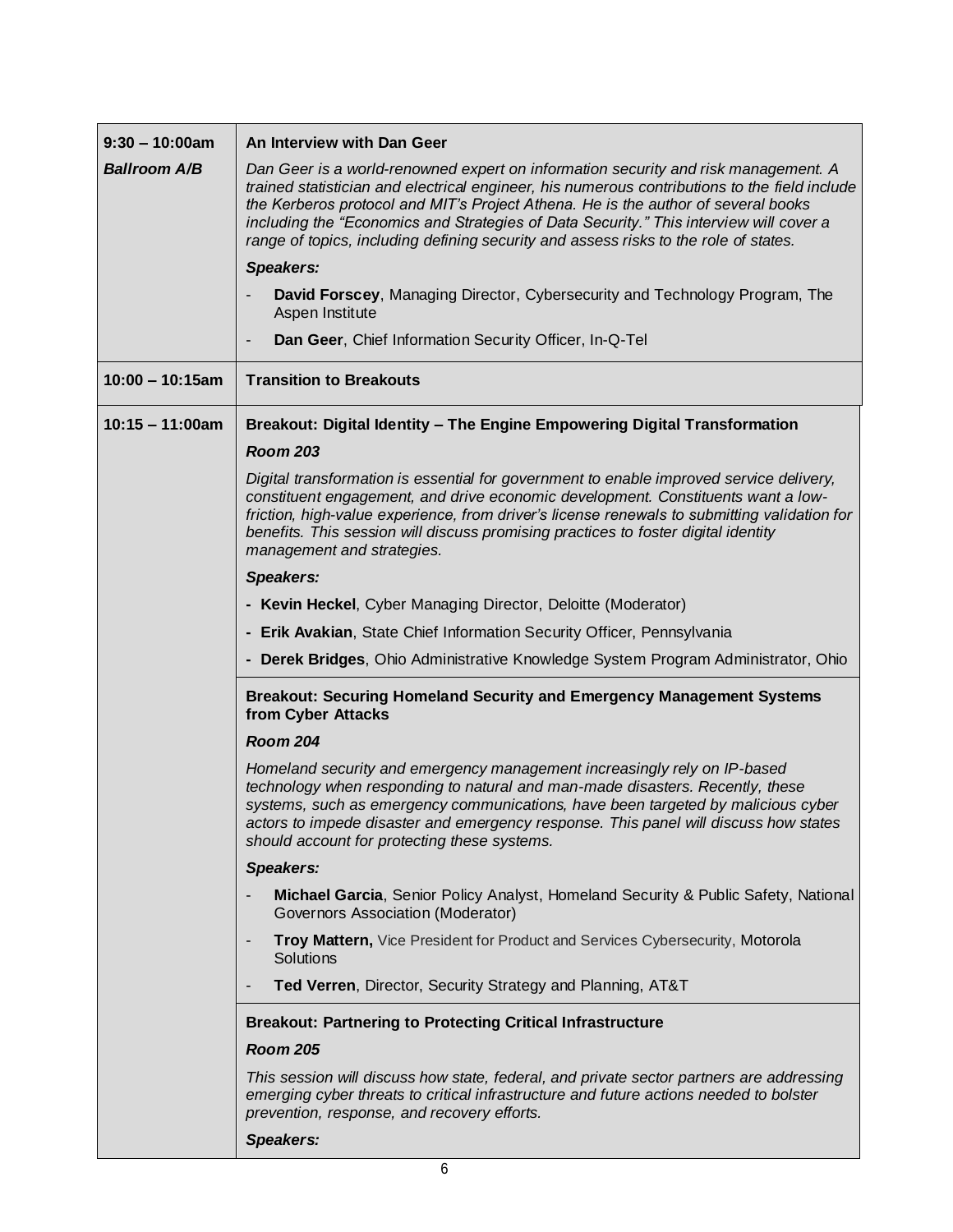| | |
|---|---|
| **9:30 – 10:00am** | **An Interview with Dan Geer** |
| ***Ballroom A/B*** | *Dan Geer is a world-renowned expert on information security and risk management. A trained statistician and electrical engineer, his numerous contributions to the field include the Kerberos protocol and MIT's Project Athena. He is the author of several books including the "Economics and Strategies of Data Security." This interview will cover a range of topics, including defining security and assess risks to the role of states.*<br><br>***Speakers:***<br>- **David Forscey**, Managing Director, Cybersecurity and Technology Program, The Aspen Institute<br>- **Dan Geer**, Chief Information Security Officer, In-Q-Tel |
| **10:00 – 10:15am** | **Transition to Breakouts** |
| **10:15 – 11:00am** | **Breakout: Digital Identity – The Engine Empowering Digital Transformation**<br><br>***Room 203***<br><br>*Digital transformation is essential for government to enable improved service delivery, constituent engagement, and drive economic development. Constituents want a low-friction, high-value experience, from driver's license renewals to submitting validation for benefits. This session will discuss promising practices to foster digital identity management and strategies.*<br><br>***Speakers:***<br>- **Kevin Heckel**, Cyber Managing Director, Deloitte (Moderator)<br>- **Erik Avakian**, State Chief Information Security Officer, Pennsylvania<br>- **Derek Bridges**, Ohio Administrative Knowledge System Program Administrator, Ohio |
| | **Breakout: Securing Homeland Security and Emergency Management Systems from Cyber Attacks**<br><br>***Room 204***<br><br>*Homeland security and emergency management increasingly rely on IP-based technology when responding to natural and man-made disasters. Recently, these systems, such as emergency communications, have been targeted by malicious cyber actors to impede disaster and emergency response. This panel will discuss how states should account for protecting these systems.*<br><br>***Speakers:***<br>- **Michael Garcia**, Senior Policy Analyst, Homeland Security & Public Safety, National Governors Association (Moderator)<br>- **Troy Mattern,** Vice President for Product and Services Cybersecurity, Motorola Solutions<br>- **Ted Verren**, Director, Security Strategy and Planning, AT&T |
| | **Breakout: Partnering to Protecting Critical Infrastructure**<br><br>***Room 205***<br><br>*This session will discuss how state, federal, and private sector partners are addressing emerging cyber threats to critical infrastructure and future actions needed to bolster prevention, response, and recovery efforts.*<br><br>***Speakers:*** |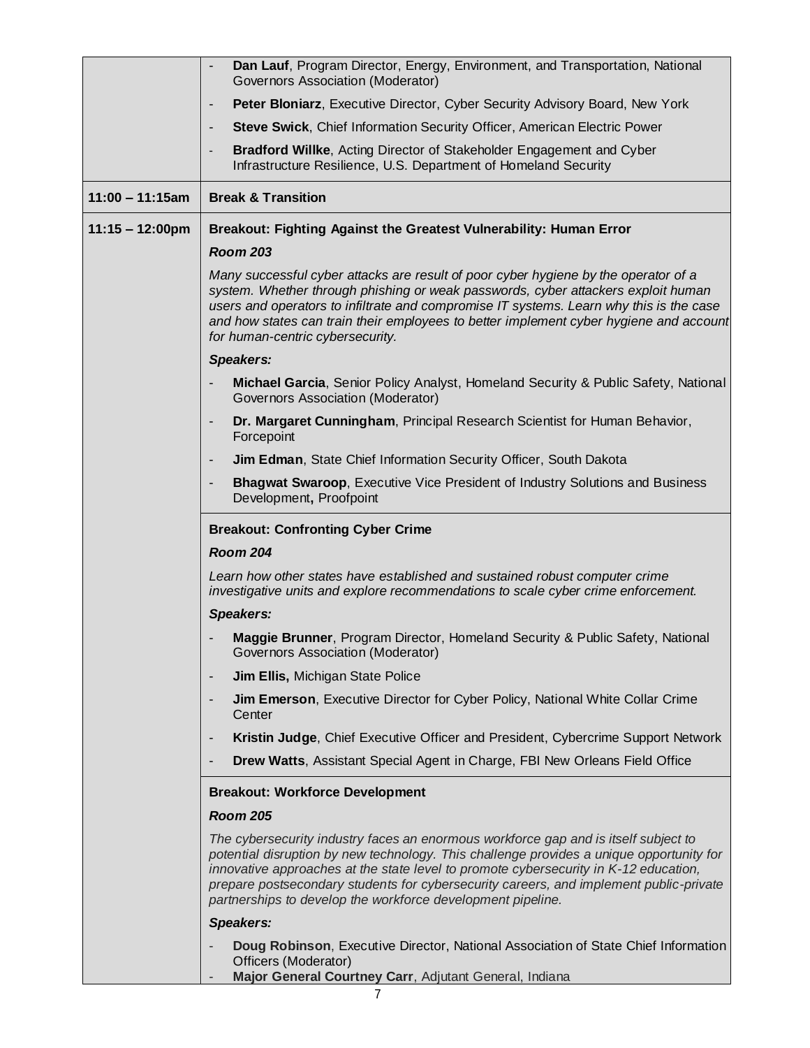| | |
|---|---|
| | - **Dan Lauf**, Program Director, Energy, Environment, and Transportation, National Governors Association (Moderator)<br>- **Peter Bloniarz**, Executive Director, Cyber Security Advisory Board, New York<br>- **Steve Swick**, Chief Information Security Officer, American Electric Power<br>- **Bradford Willke**, Acting Director of Stakeholder Engagement and Cyber Infrastructure Resilience, U.S. Department of Homeland Security |
| **11:00 – 11:15am** | **Break & Transition** |
| **11:15 – 12:00pm** | **Breakout: Fighting Against the Greatest Vulnerability: Human Error**<br>***Room 203***<br>*Many successful cyber attacks are result of poor cyber hygiene by the operator of a system. Whether through phishing or weak passwords, cyber attackers exploit human users and operators to infiltrate and compromise IT systems. Learn why this is the case and how states can train their employees to better implement cyber hygiene and account for human-centric cybersecurity.*<br>***Speakers:***<br>- **Michael Garcia**, Senior Policy Analyst, Homeland Security & Public Safety, National Governors Association (Moderator)<br>- **Dr. Margaret Cunningham**, Principal Research Scientist for Human Behavior, Forcepoint<br>- **Jim Edman**, State Chief Information Security Officer, South Dakota<br>- **Bhagwat Swaroop**, Executive Vice President of Industry Solutions and Business Development**,** Proofpoint |
| | **Breakout: Confronting Cyber Crime**<br>***Room 204***<br>*Learn how other states have established and sustained robust computer crime investigative units and explore recommendations to scale cyber crime enforcement.*<br>***Speakers:***<br>- **Maggie Brunner**, Program Director, Homeland Security & Public Safety, National Governors Association (Moderator)<br>- **Jim Ellis,** Michigan State Police<br>- **Jim Emerson**, Executive Director for Cyber Policy, National White Collar Crime Center<br>- **Kristin Judge**, Chief Executive Officer and President, Cybercrime Support Network<br>- **Drew Watts**, Assistant Special Agent in Charge, FBI New Orleans Field Office |
| | **Breakout: Workforce Development**<br>***Room 205***<br>*The cybersecurity industry faces an enormous workforce gap and is itself subject to potential disruption by new technology. This challenge provides a unique opportunity for innovative approaches at the state level to promote cybersecurity in K-12 education, prepare postsecondary students for cybersecurity careers, and implement public-private partnerships to develop the workforce development pipeline.*<br>***Speakers:***<br>- **Doug Robinson**, Executive Director, National Association of State Chief Information Officers (Moderator)<br>- **Major General Courtney Carr**, Adjutant General, Indiana |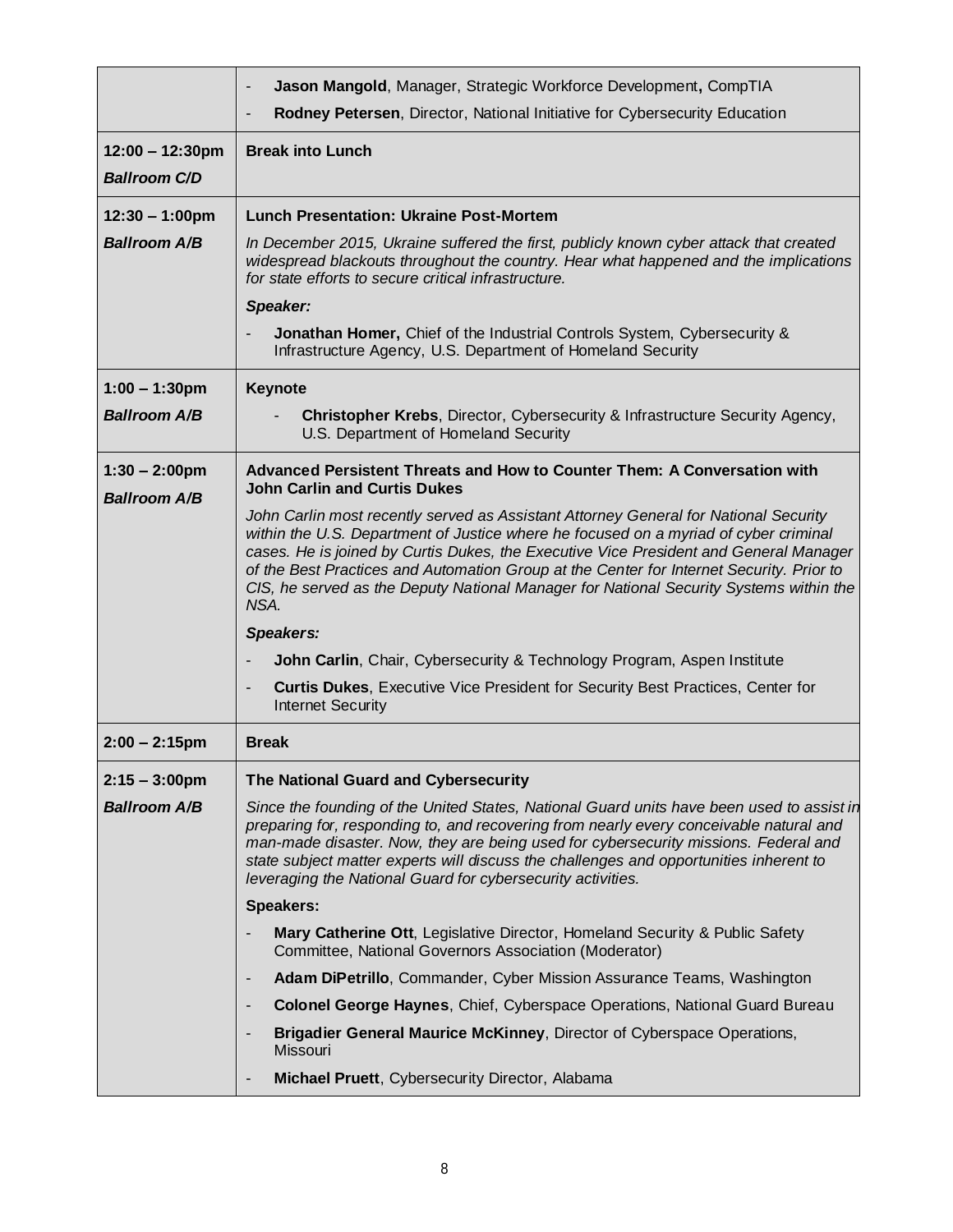| | |
|---|---|
| | - **Jason Mangold**, Manager, Strategic Workforce Development**,** CompTIA<br>- **Rodney Petersen**, Director, National Initiative for Cybersecurity Education |
| **12:00 – 12:30pm**<br>***Ballroom C/D*** | **Break into Lunch** |
| **12:30 – 1:00pm**<br>***Ballroom A/B*** | **Lunch Presentation: Ukraine Post-Mortem**<br>*In December 2015, Ukraine suffered the first, publicly known cyber attack that created widespread blackouts throughout the country. Hear what happened and the implications for state efforts to secure critical infrastructure.*<br>***Speaker:***<br>- **Jonathan Homer,** Chief of the Industrial Controls System, Cybersecurity & Infrastructure Agency, U.S. Department of Homeland Security |
| **1:00 – 1:30pm**<br>***Ballroom A/B*** | **Keynote**<br>- **Christopher Krebs**, Director, Cybersecurity & Infrastructure Security Agency, U.S. Department of Homeland Security |
| **1:30 – 2:00pm**<br>***Ballroom A/B*** | **Advanced Persistent Threats and How to Counter Them: A Conversation with John Carlin and Curtis Dukes**<br>*John Carlin most recently served as Assistant Attorney General for National Security within the U.S. Department of Justice where he focused on a myriad of cyber criminal cases. He is joined by Curtis Dukes, the Executive Vice President and General Manager of the Best Practices and Automation Group at the Center for Internet Security. Prior to CIS, he served as the Deputy National Manager for National Security Systems within the NSA.*<br>***Speakers:***<br>- **John Carlin**, Chair, Cybersecurity & Technology Program, Aspen Institute<br>- **Curtis Dukes**, Executive Vice President for Security Best Practices, Center for Internet Security |
| **2:00 – 2:15pm** | **Break** |
| **2:15 – 3:00pm**<br>***Ballroom A/B*** | **The National Guard and Cybersecurity**<br>*Since the founding of the United States, National Guard units have been used to assist in preparing for, responding to, and recovering from nearly every conceivable natural and man-made disaster. Now, they are being used for cybersecurity missions. Federal and state subject matter experts will discuss the challenges and opportunities inherent to leveraging the National Guard for cybersecurity activities.*<br>**Speakers:**<br>- **Mary Catherine Ott**, Legislative Director, Homeland Security & Public Safety Committee, National Governors Association (Moderator)<br>- **Adam DiPetrillo**, Commander, Cyber Mission Assurance Teams, Washington<br>- **Colonel George Haynes**, Chief, Cyberspace Operations, National Guard Bureau<br>- **Brigadier General Maurice McKinney**, Director of Cyberspace Operations, Missouri<br>- **Michael Pruett**, Cybersecurity Director, Alabama |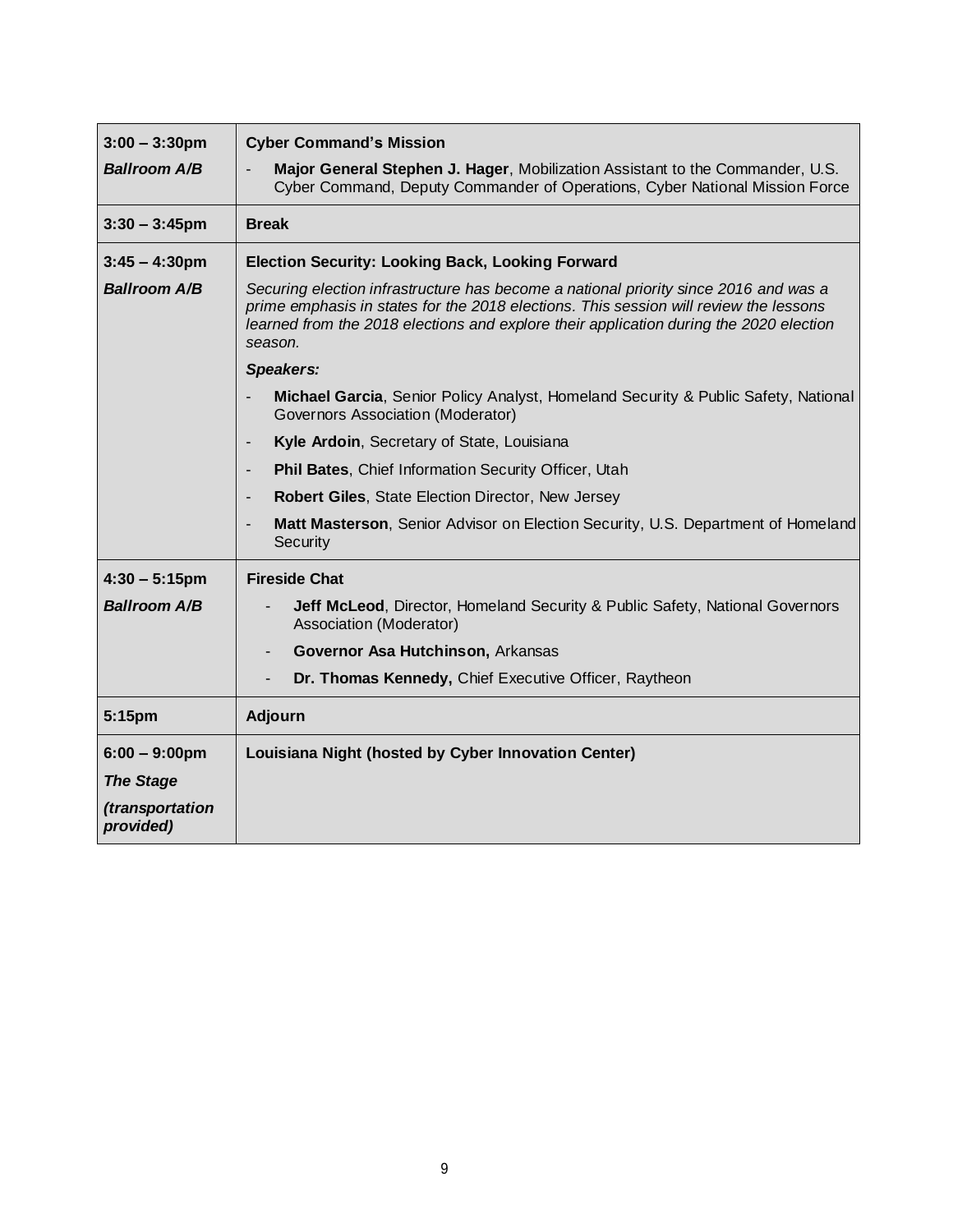| | |
|---|---|
| **3:00 – 3:30pm**<br>***Ballroom A/B*** | **Cyber Command's Mission**<br>- **Major General Stephen J. Hager**, Mobilization Assistant to the Commander, U.S. Cyber Command, Deputy Commander of Operations, Cyber National Mission Force |
| **3:30 – 3:45pm** | **Break** |
| **3:45 – 4:30pm**<br>***Ballroom A/B*** | **Election Security: Looking Back, Looking Forward**<br>*Securing election infrastructure has become a national priority since 2016 and was a prime emphasis in states for the 2018 elections. This session will review the lessons learned from the 2018 elections and explore their application during the 2020 election season.*<br>***Speakers:***<br>- **Michael Garcia**, Senior Policy Analyst, Homeland Security & Public Safety, National Governors Association (Moderator)<br>- **Kyle Ardoin**, Secretary of State, Louisiana<br>- **Phil Bates**, Chief Information Security Officer, Utah<br>- **Robert Giles**, State Election Director, New Jersey<br>- **Matt Masterson**, Senior Advisor on Election Security, U.S. Department of Homeland Security |
| **4:30 – 5:15pm**<br>***Ballroom A/B*** | **Fireside Chat**<br>- **Jeff McLeod**, Director, Homeland Security & Public Safety, National Governors Association (Moderator)<br>- **Governor Asa Hutchinson,** Arkansas<br>- **Dr. Thomas Kennedy,** Chief Executive Officer, Raytheon |
| **5:15pm** | **Adjourn** |
| **6:00 – 9:00pm**<br>***The Stage***<br>***(transportation provided)*** | **Louisiana Night (hosted by Cyber Innovation Center)** |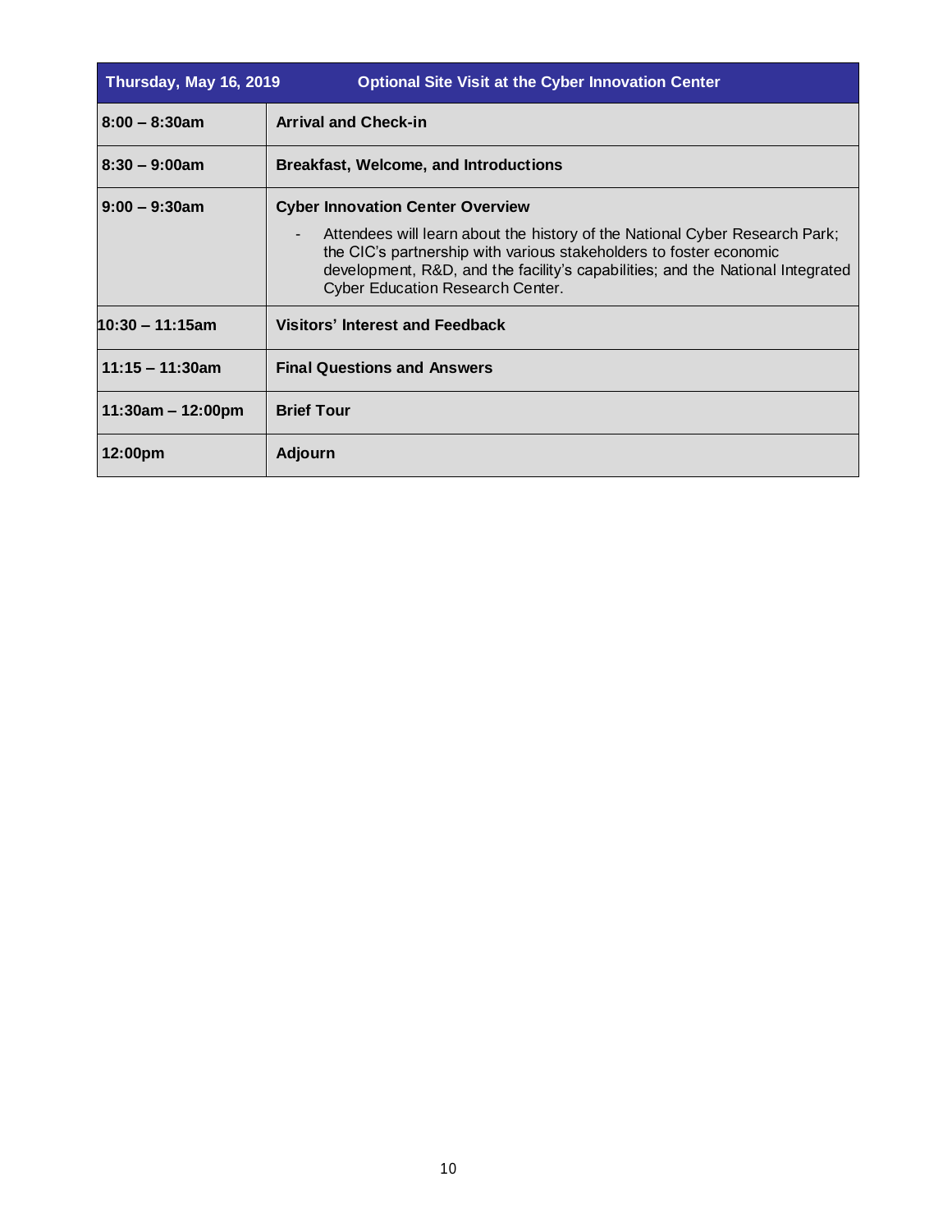| Thursday, May 16, 2019 | Optional Site Visit at the Cyber Innovation Center |
|---|---|
| **8:00 – 8:30am** | **Arrival and Check-in** |
| **8:30 – 9:00am** | **Breakfast, Welcome, and Introductions** |
| **9:00 – 9:30am** | **Cyber Innovation Center Overview**<br>- Attendees will learn about the history of the National Cyber Research Park; the CIC's partnership with various stakeholders to foster economic development, R&D, and the facility's capabilities; and the National Integrated Cyber Education Research Center. |
| **10:30 – 11:15am** | **Visitors' Interest and Feedback** |
| **11:15 – 11:30am** | **Final Questions and Answers** |
| **11:30am – 12:00pm** | **Brief Tour** |
| **12:00pm** | **Adjourn** |